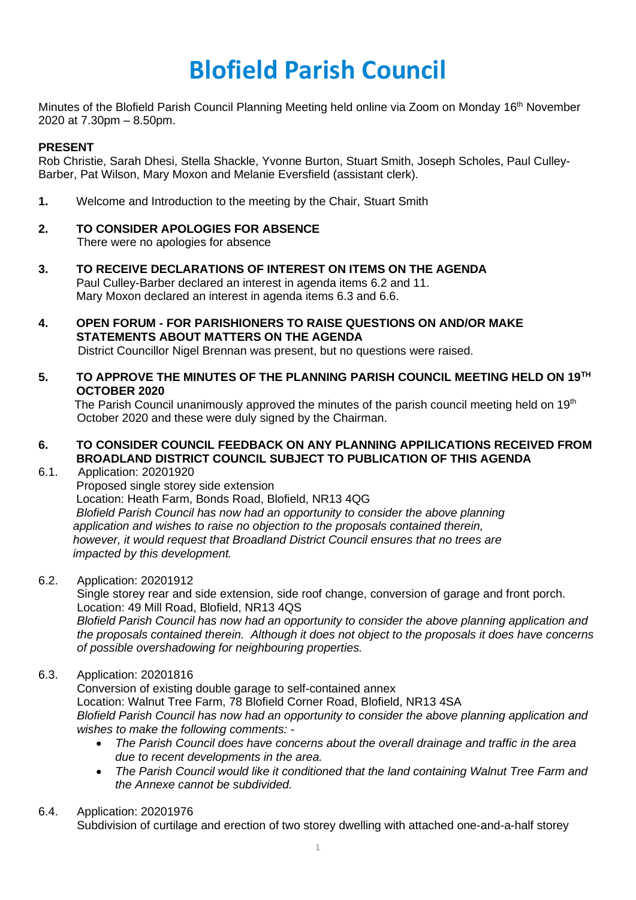# Blofield Parish Council

Minutes of the Blofield Parish Council Planning Meeting held online via Zoom on Monday 16th November 2020 at 7.30pm – 8.50pm.

**PRESENT**
Rob Christie, Sarah Dhesi, Stella Shackle, Yvonne Burton, Stuart Smith, Joseph Scholes, Paul Culley-Barber, Pat Wilson, Mary Moxon and Melanie Eversfield (assistant clerk).

**1.** Welcome and Introduction to the meeting by the Chair, Stuart Smith

**2. TO CONSIDER APOLOGIES FOR ABSENCE**
There were no apologies for absence

**3. TO RECEIVE DECLARATIONS OF INTEREST ON ITEMS ON THE AGENDA**
Paul Culley-Barber declared an interest in agenda items 6.2 and 11.
Mary Moxon declared an interest in agenda items 6.3 and 6.6.

**4. OPEN FORUM - FOR PARISHIONERS TO RAISE QUESTIONS ON AND/OR MAKE STATEMENTS ABOUT MATTERS ON THE AGENDA**
District Councillor Nigel Brennan was present, but no questions were raised.

**5. TO APPROVE THE MINUTES OF THE PLANNING PARISH COUNCIL MEETING HELD ON 19TH OCTOBER 2020**
The Parish Council unanimously approved the minutes of the parish council meeting held on 19th October 2020 and these were duly signed by the Chairman.

**6. TO CONSIDER COUNCIL FEEDBACK ON ANY PLANNING APPILICATIONS RECEIVED FROM BROADLAND DISTRICT COUNCIL SUBJECT TO PUBLICATION OF THIS AGENDA**

6.1. Application: 20201920
Proposed single storey side extension
Location: Heath Farm, Bonds Road, Blofield, NR13 4QG
*Blofield Parish Council has now had an opportunity to consider the above planning application and wishes to raise no objection to the proposals contained therein, however, it would request that Broadland District Council ensures that no trees are impacted by this development.*

6.2. Application: 20201912
Single storey rear and side extension, side roof change, conversion of garage and front porch.
Location: 49 Mill Road, Blofield, NR13 4QS
*Blofield Parish Council has now had an opportunity to consider the above planning application and the proposals contained therein. Although it does not object to the proposals it does have concerns of possible overshadowing for neighbouring properties.*

6.3. Application: 20201816
Conversion of existing double garage to self-contained annex
Location: Walnut Tree Farm, 78 Blofield Corner Road, Blofield, NR13 4SA
*Blofield Parish Council has now had an opportunity to consider the above planning application and wishes to make the following comments: -*

- *The Parish Council does have concerns about the overall drainage and traffic in the area due to recent developments in the area.*
- *The Parish Council would like it conditioned that the land containing Walnut Tree Farm and the Annexe cannot be subdivided.*

6.4. Application: 20201976
Subdivision of curtilage and erection of two storey dwelling with attached one-and-a-half storey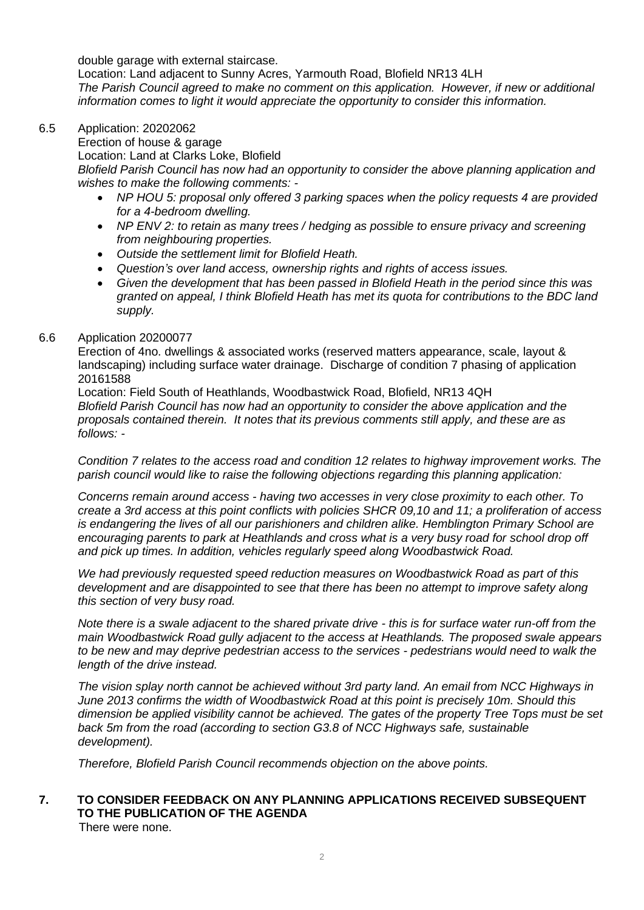double garage with external staircase.
Location: Land adjacent to Sunny Acres, Yarmouth Road, Blofield NR13 4LH
*The Parish Council agreed to make no comment on this application. However, if new or additional information comes to light it would appreciate the opportunity to consider this information.*

6.5 Application: 20202062
Erection of house & garage
Location: Land at Clarks Loke, Blofield
*Blofield Parish Council has now had an opportunity to consider the above planning application and wishes to make the following comments: -*

- *NP HOU 5: proposal only offered 3 parking spaces when the policy requests 4 are provided for a 4-bedroom dwelling.*
- *NP ENV 2: to retain as many trees / hedging as possible to ensure privacy and screening from neighbouring properties.*
- *Outside the settlement limit for Blofield Heath.*
- *Question's over land access, ownership rights and rights of access issues.*
- *Given the development that has been passed in Blofield Heath in the period since this was granted on appeal, I think Blofield Heath has met its quota for contributions to the BDC land supply.*

6.6 Application 20200077
Erection of 4no. dwellings & associated works (reserved matters appearance, scale, layout & landscaping) including surface water drainage. Discharge of condition 7 phasing of application 20161588
Location: Field South of Heathlands, Woodbastwick Road, Blofield, NR13 4QH
*Blofield Parish Council has now had an opportunity to consider the above application and the proposals contained therein. It notes that its previous comments still apply, and these are as follows: -*

*Condition 7 relates to the access road and condition 12 relates to highway improvement works. The parish council would like to raise the following objections regarding this planning application:*

*Concerns remain around access - having two accesses in very close proximity to each other. To create a 3rd access at this point conflicts with policies SHCR 09,10 and 11; a proliferation of access is endangering the lives of all our parishioners and children alike. Hemblington Primary School are encouraging parents to park at Heathlands and cross what is a very busy road for school drop off and pick up times. In addition, vehicles regularly speed along Woodbastwick Road.*

*We had previously requested speed reduction measures on Woodbastwick Road as part of this development and are disappointed to see that there has been no attempt to improve safety along this section of very busy road.*

*Note there is a swale adjacent to the shared private drive - this is for surface water run-off from the main Woodbastwick Road gully adjacent to the access at Heathlands. The proposed swale appears to be new and may deprive pedestrian access to the services - pedestrians would need to walk the length of the drive instead.*

*The vision splay north cannot be achieved without 3rd party land. An email from NCC Highways in June 2013 confirms the width of Woodbastwick Road at this point is precisely 10m. Should this dimension be applied visibility cannot be achieved. The gates of the property Tree Tops must be set back 5m from the road (according to section G3.8 of NCC Highways safe, sustainable development).*

*Therefore, Blofield Parish Council recommends objection on the above points.*

## 7. TO CONSIDER FEEDBACK ON ANY PLANNING APPLICATIONS RECEIVED SUBSEQUENT TO THE PUBLICATION OF THE AGENDA

There were none.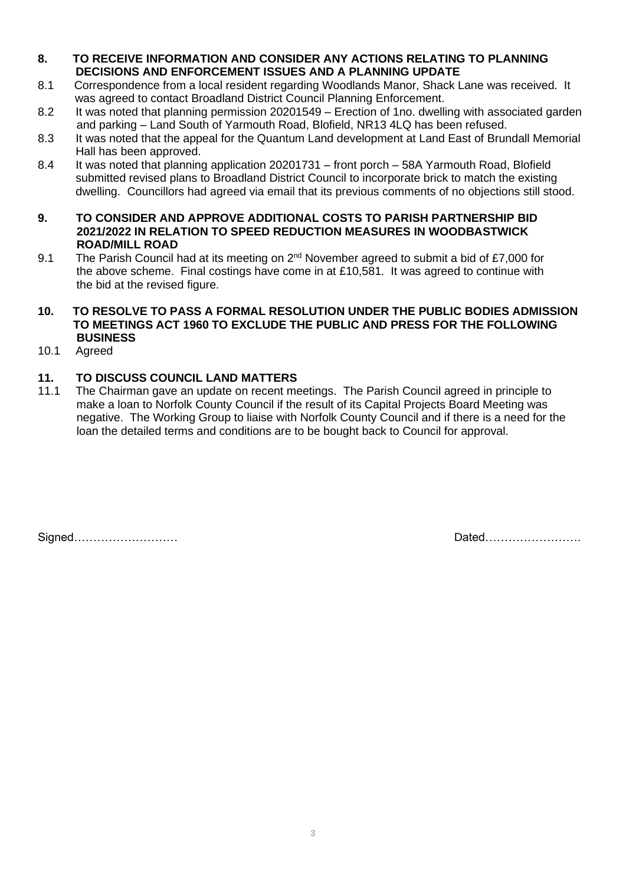**8. TO RECEIVE INFORMATION AND CONSIDER ANY ACTIONS RELATING TO PLANNING DECISIONS AND ENFORCEMENT ISSUES AND A PLANNING UPDATE**

8.1 Correspondence from a local resident regarding Woodlands Manor, Shack Lane was received. It was agreed to contact Broadland District Council Planning Enforcement.

8.2 It was noted that planning permission 20201549 – Erection of 1no. dwelling with associated garden and parking – Land South of Yarmouth Road, Blofield, NR13 4LQ has been refused.

8.3 It was noted that the appeal for the Quantum Land development at Land East of Brundall Memorial Hall has been approved.

8.4 It was noted that planning application 20201731 – front porch – 58A Yarmouth Road, Blofield submitted revised plans to Broadland District Council to incorporate brick to match the existing dwelling. Councillors had agreed via email that its previous comments of no objections still stood.

**9. TO CONSIDER AND APPROVE ADDITIONAL COSTS TO PARISH PARTNERSHIP BID 2021/2022 IN RELATION TO SPEED REDUCTION MEASURES IN WOODBASTWICK ROAD/MILL ROAD**

9.1 The Parish Council had at its meeting on 2nd November agreed to submit a bid of £7,000 for the above scheme. Final costings have come in at £10,581. It was agreed to continue with the bid at the revised figure.

**10. TO RESOLVE TO PASS A FORMAL RESOLUTION UNDER THE PUBLIC BODIES ADMISSION TO MEETINGS ACT 1960 TO EXCLUDE THE PUBLIC AND PRESS FOR THE FOLLOWING BUSINESS**

10.1 Agreed

**11. TO DISCUSS COUNCIL LAND MATTERS**

11.1 The Chairman gave an update on recent meetings. The Parish Council agreed in principle to make a loan to Norfolk County Council if the result of its Capital Projects Board Meeting was negative. The Working Group to liaise with Norfolk County Council and if there is a need for the loan the detailed terms and conditions are to be bought back to Council for approval.

Signed……………………… Dated…………………….